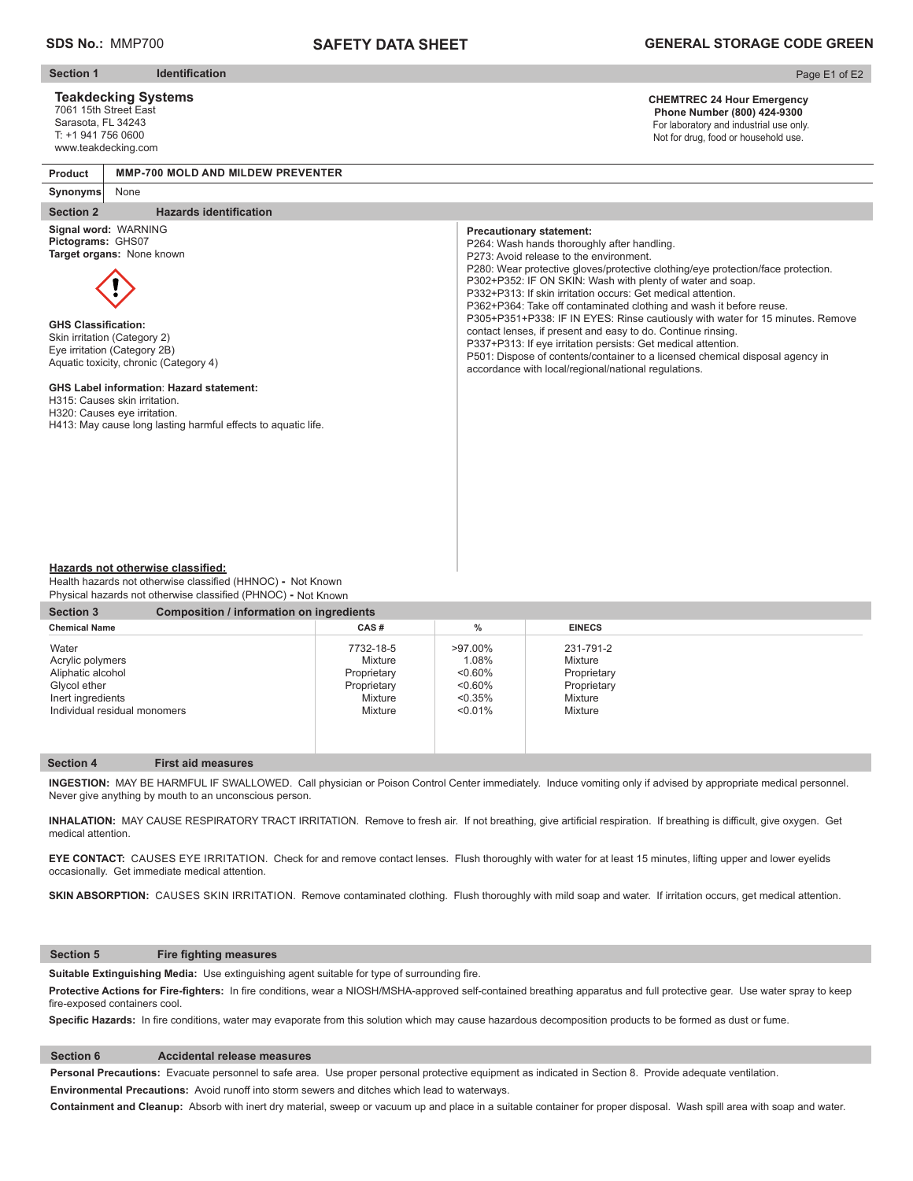**SDS No.:** MMP700

# SAFETY DATA SHEET

**GENERAL STORAGE CODE GREEN**

## Section 1 Identification

**Teakdecking Systems**
7061 15th Street East
Sarasota, FL 34243
T: +1 941 756 0600
www.teakdecking.com

**CHEMTREC 24 Hour Emergency Phone Number (800) 424-9300**
For laboratory and industrial use only.
Not for drug, food or household use.

| **Product** | **MMP-700 MOLD AND MILDEW PREVENTER** |
|---|---|
| **Synonyms** | None |

## Section 2 Hazards identification

**Signal word:** WARNING
**Pictograms:** GHS07
**Target organs:** None known

**GHS Classification:**
Skin irritation (Category 2)
Eye irritation (Category 2B)
Aquatic toxicity, chronic (Category 4)

**GHS Label information**: **Hazard statement:**
H315: Causes skin irritation.
H320: Causes eye irritation.
H413: May cause long lasting harmful effects to aquatic life.

**Precautionary statement:**
P264: Wash hands thoroughly after handling.
P273: Avoid release to the environment.
P280: Wear protective gloves/protective clothing/eye protection/face protection.
P302+P352: IF ON SKIN: Wash with plenty of water and soap.
P332+P313: If skin irritation occurs: Get medical attention.
P362+P364: Take off contaminated clothing and wash it before reuse.
P305+P351+P338: IF IN EYES: Rinse cautiously with water for 15 minutes. Remove contact lenses, if present and easy to do. Continue rinsing.
P337+P313: If eye irritation persists: Get medical attention.
P501: Dispose of contents/container to a licensed chemical disposal agency in accordance with local/regional/national regulations.

**Hazards not otherwise classified:**
Health hazards not otherwise classified (HHNOC) - Not Known
Physical hazards not otherwise classified (PHNOC) - Not Known

## Section 3 Composition / information on ingredients

| Chemical Name | CAS # | % | EINECS |
|---|---|---|---|
| Water | 7732-18-5 | >97.00% | 231-791-2 |
| Acrylic polymers | Mixture | 1.08% | Mixture |
| Aliphatic alcohol | Proprietary | <0.60% | Proprietary |
| Glycol ether | Proprietary | <0.60% | Proprietary |
| Inert ingredients | Mixture | <0.35% | Mixture |
| Individual residual monomers | Mixture | <0.01% | Mixture |

## Section 4 First aid measures

**INGESTION:** MAY BE HARMFUL IF SWALLOWED. Call physician or Poison Control Center immediately. Induce vomiting only if advised by appropriate medical personnel. Never give anything by mouth to an unconscious person.

**INHALATION:** MAY CAUSE RESPIRATORY TRACT IRRITATION. Remove to fresh air. If not breathing, give artificial respiration. If breathing is difficult, give oxygen. Get medical attention.

**EYE CONTACT:** CAUSES EYE IRRITATION. Check for and remove contact lenses. Flush thoroughly with water for at least 15 minutes, lifting upper and lower eyelids occasionally. Get immediate medical attention.

**SKIN ABSORPTION:** CAUSES SKIN IRRITATION. Remove contaminated clothing. Flush thoroughly with mild soap and water. If irritation occurs, get medical attention.

## Section 5 Fire fighting measures

**Suitable Extinguishing Media:** Use extinguishing agent suitable for type of surrounding fire.

**Protective Actions for Fire-fighters:** In fire conditions, wear a NIOSH/MSHA-approved self-contained breathing apparatus and full protective gear. Use water spray to keep fire-exposed containers cool.

**Specific Hazards:** In fire conditions, water may evaporate from this solution which may cause hazardous decomposition products to be formed as dust or fume.

## Section 6 Accidental release measures

**Personal Precautions:** Evacuate personnel to safe area. Use proper personal protective equipment as indicated in Section 8. Provide adequate ventilation.

**Environmental Precautions:** Avoid runoff into storm sewers and ditches which lead to waterways.

**Containment and Cleanup:** Absorb with inert dry material, sweep or vacuum up and place in a suitable container for proper disposal. Wash spill area with soap and water.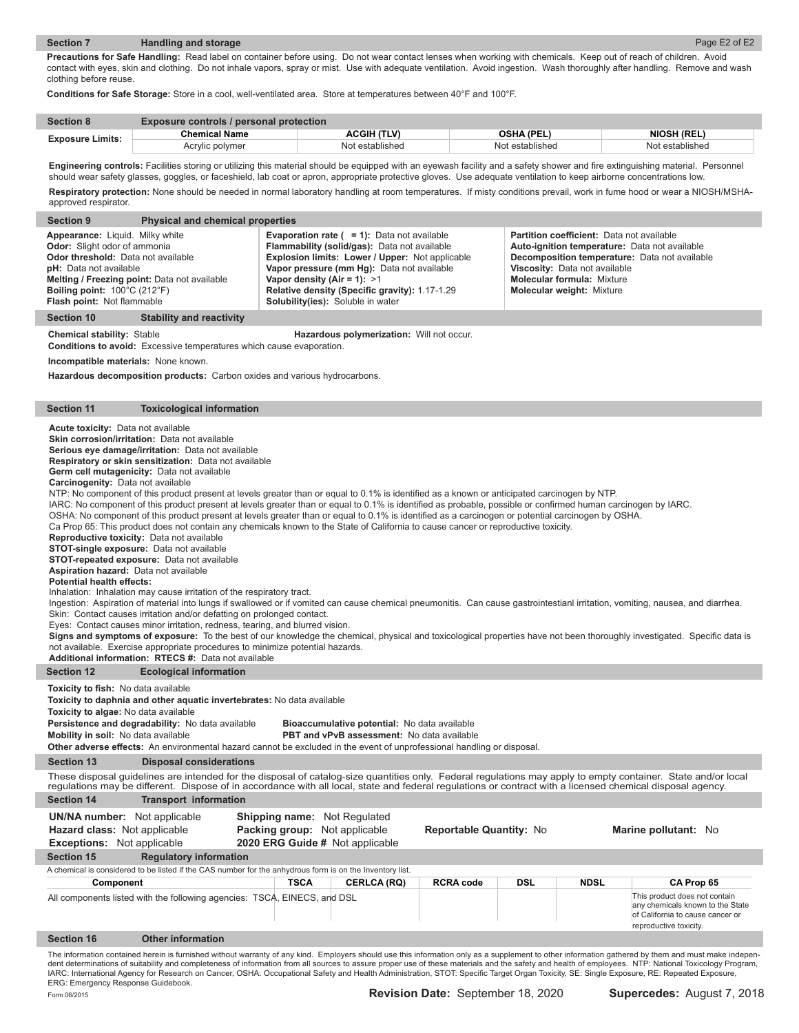## Section 7 Handling and storage

**Precautions for Safe Handling:** Read label on container before using. Do not wear contact lenses when working with chemicals. Keep out of reach of children. Avoid contact with eyes, skin and clothing. Do not inhale vapors, spray or mist. Use with adequate ventilation. Avoid ingestion. Wash thoroughly after handling. Remove and wash clothing before reuse.

**Conditions for Safe Storage:** Store in a cool, well-ventilated area. Store at temperatures between 40°F and 100°F.

## Section 8 Exposure controls / personal protection

| Exposure Limits: | Chemical Name | ACGIH (TLV) | OSHA (PEL) | NIOSH (REL) |
|---|---|---|---|---|
| | Acrylic polymer | Not established | Not established | Not established |

**Engineering controls:** Facilities storing or utilizing this material should be equipped with an eyewash facility and a safety shower and fire extinguishing material. Personnel should wear safety glasses, goggles, or faceshield, lab coat or apron, appropriate protective gloves. Use adequate ventilation to keep airborne concentrations low.

**Respiratory protection:** None should be needed in normal laboratory handling at room temperatures. If misty conditions prevail, work in fume hood or wear a NIOSH/MSHA-approved respirator.

## Section 9 Physical and chemical properties

**Appearance:** Liquid. Milky white
**Odor:** Slight odor of ammonia
**Odor threshold:** Data not available
**pH:** Data not available
**Melting / Freezing point:** Data not available
**Boiling point:** 100°C (212°F)
**Flash point:** Not flammable

**Evaporation rate ( = 1):** Data not available
**Flammability (solid/gas):** Data not available
**Explosion limits: Lower / Upper:** Not applicable
**Vapor pressure (mm Hg):** Data not available
**Vapor density (Air = 1):** >1
**Relative density (Specific gravity):** 1.17-1.29
**Solubility(ies):** Soluble in water

**Partition coefficient:** Data not available
**Auto-ignition temperature:** Data not available
**Decomposition temperature:** Data not available
**Viscosity:** Data not available
**Molecular formula:** Mixture
**Molecular weight:** Mixture

## Section 10 Stability and reactivity

**Chemical stability:** Stable
**Hazardous polymerization:** Will not occur.
**Conditions to avoid:** Excessive temperatures which cause evaporation.

**Incompatible materials:** None known.

**Hazardous decomposition products:** Carbon oxides and various hydrocarbons.

## Section 11 Toxicological information

**Acute toxicity:** Data not available
**Skin corrosion/irritation:** Data not available
**Serious eye damage/irritation:** Data not available
**Respiratory or skin sensitization:** Data not available
**Germ cell mutagenicity:** Data not available
**Carcinogenity:** Data not available
NTP: No component of this product present at levels greater than or equal to 0.1% is identified as a known or anticipated carcinogen by NTP.
IARC: No component of this product present at levels greater than or equal to 0.1% is identified as probable, possible or confirmed human carcinogen by IARC.
OSHA: No component of this product present at levels greater than or equal to 0.1% is identified as a carcinogen or potential carcinogen by OSHA.
Ca Prop 65: This product does not contain any chemicals known to the State of California to cause cancer or reproductive toxicity.
**Reproductive toxicity:** Data not available
**STOT-single exposure:** Data not available
**STOT-repeated exposure:** Data not available
**Aspiration hazard:** Data not available
**Potential health effects:**
Inhalation: Inhalation may cause irritation of the respiratory tract.
Ingestion: Aspiration of material into lungs if swallowed or if vomited can cause chemical pneumonitis. Can cause gastrointestianl irritation, vomiting, nausea, and diarrhea.
Skin: Contact causes irritation and/or defatting on prolonged contact.
Eyes: Contact causes minor irritation, redness, tearing, and blurred vision.
**Signs and symptoms of exposure:** To the best of our knowledge the chemical, physical and toxicological properties have not been thoroughly investigated. Specific data is not available. Exercise appropriate procedures to minimize potential hazards.
**Additional information: RTECS #:** Data not available

## Section 12 Ecological information

**Toxicity to fish:** No data available
**Toxicity to daphnia and other aquatic invertebrates:** No data available
**Toxicity to algae:** No data available
**Persistence and degradability:** No data available
**Bioaccumulative potential:** No data available
**Mobility in soil:** No data available
**PBT and vPvB assessment:** No data available
**Other adverse effects:** An environmental hazard cannot be excluded in the event of unprofessional handling or disposal.

## Section 13 Disposal considerations

These disposal guidelines are intended for the disposal of catalog-size quantities only. Federal regulations may apply to empty container. State and/or local regulations may be different. Dispose of in accordance with all local, state and federal regulations or contract with a licensed chemical disposal agency.

## Section 14 Transport information

**UN/NA number:** Not applicable
**Hazard class:** Not applicable
**Exceptions:** Not applicable
**Shipping name:** Not Regulated
**Packing group:** Not applicable
**2020 ERG Guide #** Not applicable
**Reportable Quantity:** No
**Marine pollutant:** No

## Section 15 Regulatory information

A chemical is considered to be listed if the CAS number for the anhydrous form is on the Inventory list.

| Component | TSCA | CERLCA (RQ) | RCRA code | DSL | NDSL | CA Prop 65 |
|---|---|---|---|---|---|---|
| All components listed with the following agencies: TSCA, EINECS, and DSL | | | | | | This product does not contain any chemicals known to the State of California to cause cancer or reproductive toxicity. |

## Section 16 Other information

The information contained herein is furnished without warranty of any kind. Employers should use this information only as a supplement to other information gathered by them and must make independent determinations of suitability and completeness of information from all sources to assure proper use of these materials and the safety and health of employees. NTP: National Toxicology Program, IARC: International Agency for Research on Cancer, OSHA: Occupational Safety and Health Administration, STOT: Specific Target Organ Toxicity, SE: Single Exposure, RE: Repeated Exposure, ERG: Emergency Response Guidebook.

Form 06/2015

**Revision Date:** September 18, 2020 **Supercedes:** August 7, 2018